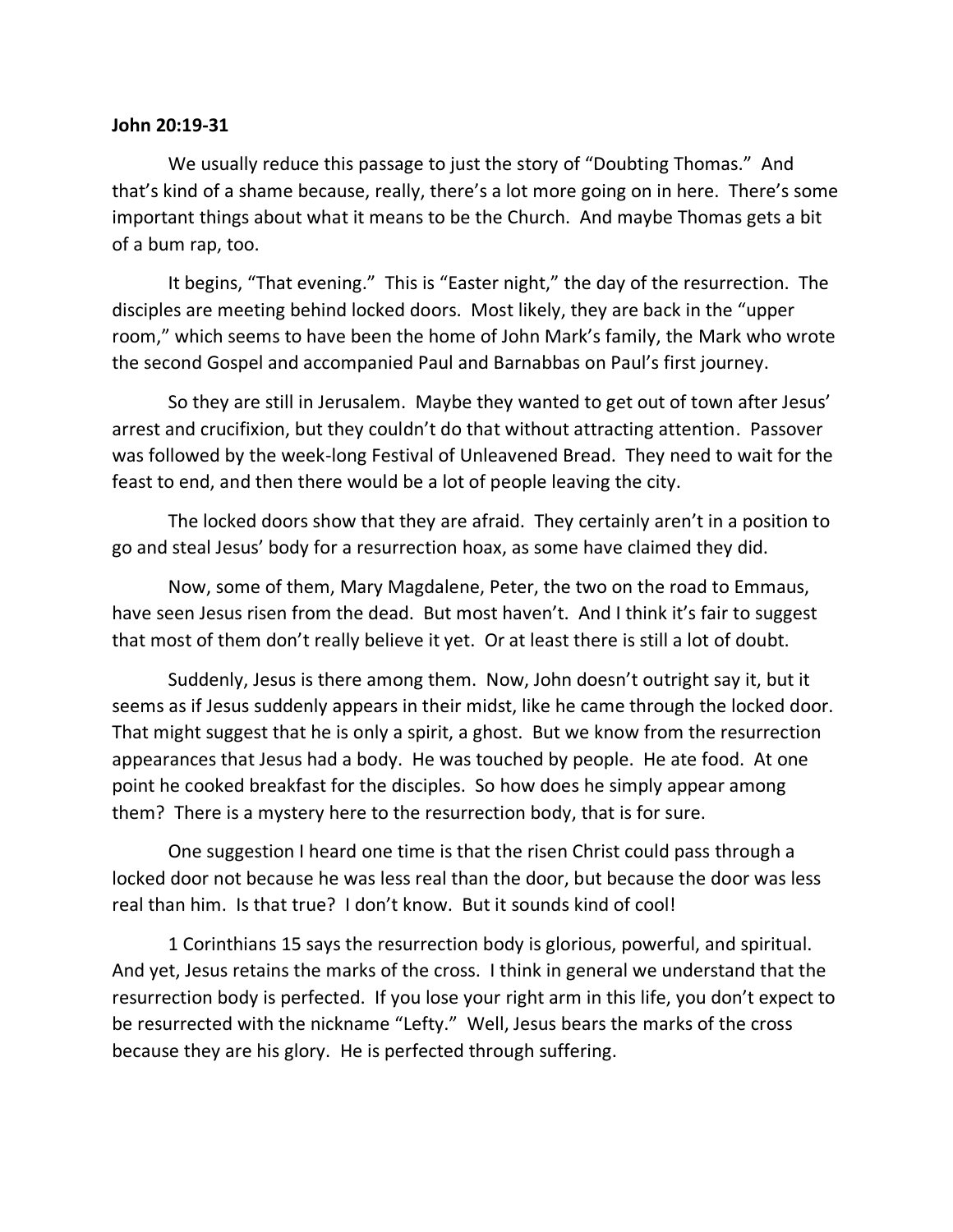**John 20:19-31**

We usually reduce this passage to just the story of "Doubting Thomas." And that's kind of a shame because, really, there's a lot more going on in here. There's some important things about what it means to be the Church. And maybe Thomas gets a bit of a bum rap, too.

It begins, "That evening." This is "Easter night," the day of the resurrection. The disciples are meeting behind locked doors. Most likely, they are back in the "upper room," which seems to have been the home of John Mark's family, the Mark who wrote the second Gospel and accompanied Paul and Barnabbas on Paul's first journey.

So they are still in Jerusalem. Maybe they wanted to get out of town after Jesus' arrest and crucifixion, but they couldn't do that without attracting attention. Passover was followed by the week-long Festival of Unleavened Bread. They need to wait for the feast to end, and then there would be a lot of people leaving the city.

The locked doors show that they are afraid. They certainly aren't in a position to go and steal Jesus' body for a resurrection hoax, as some have claimed they did.

Now, some of them, Mary Magdalene, Peter, the two on the road to Emmaus, have seen Jesus risen from the dead. But most haven't. And I think it's fair to suggest that most of them don't really believe it yet. Or at least there is still a lot of doubt.

Suddenly, Jesus is there among them. Now, John doesn't outright say it, but it seems as if Jesus suddenly appears in their midst, like he came through the locked door. That might suggest that he is only a spirit, a ghost. But we know from the resurrection appearances that Jesus had a body. He was touched by people. He ate food. At one point he cooked breakfast for the disciples. So how does he simply appear among them? There is a mystery here to the resurrection body, that is for sure.

One suggestion I heard one time is that the risen Christ could pass through a locked door not because he was less real than the door, but because the door was less real than him. Is that true? I don't know. But it sounds kind of cool!

1 Corinthians 15 says the resurrection body is glorious, powerful, and spiritual. And yet, Jesus retains the marks of the cross. I think in general we understand that the resurrection body is perfected. If you lose your right arm in this life, you don't expect to be resurrected with the nickname "Lefty." Well, Jesus bears the marks of the cross because they are his glory. He is perfected through suffering.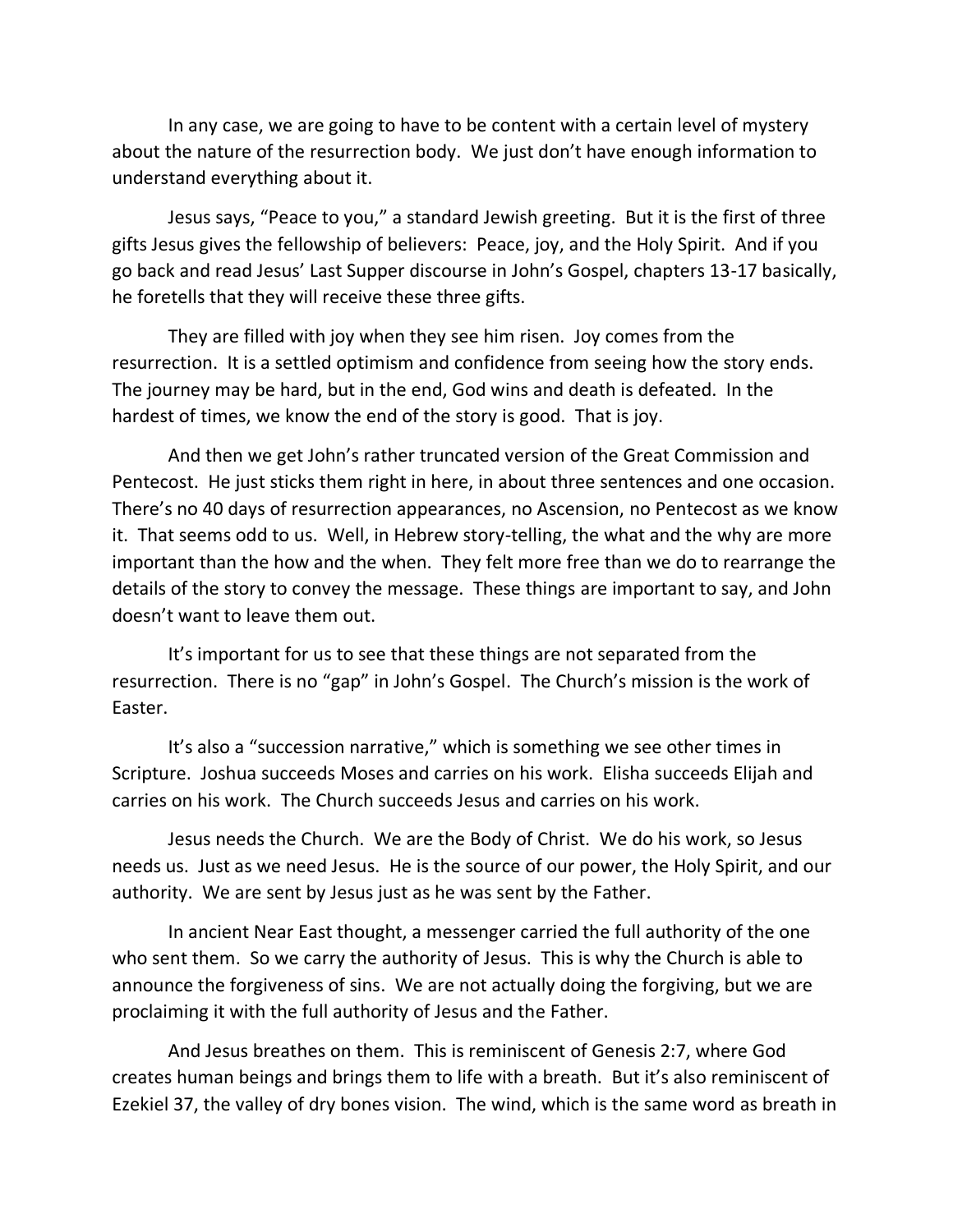In any case, we are going to have to be content with a certain level of mystery about the nature of the resurrection body. We just don't have enough information to understand everything about it.

Jesus says, "Peace to you," a standard Jewish greeting. But it is the first of three gifts Jesus gives the fellowship of believers: Peace, joy, and the Holy Spirit. And if you go back and read Jesus' Last Supper discourse in John's Gospel, chapters 13-17 basically, he foretells that they will receive these three gifts.

They are filled with joy when they see him risen. Joy comes from the resurrection. It is a settled optimism and confidence from seeing how the story ends. The journey may be hard, but in the end, God wins and death is defeated. In the hardest of times, we know the end of the story is good. That is joy.

And then we get John's rather truncated version of the Great Commission and Pentecost. He just sticks them right in here, in about three sentences and one occasion. There's no 40 days of resurrection appearances, no Ascension, no Pentecost as we know it. That seems odd to us. Well, in Hebrew story-telling, the what and the why are more important than the how and the when. They felt more free than we do to rearrange the details of the story to convey the message. These things are important to say, and John doesn't want to leave them out.

It's important for us to see that these things are not separated from the resurrection. There is no "gap" in John's Gospel. The Church's mission is the work of Easter.

It's also a "succession narrative," which is something we see other times in Scripture. Joshua succeeds Moses and carries on his work. Elisha succeeds Elijah and carries on his work. The Church succeeds Jesus and carries on his work.

Jesus needs the Church. We are the Body of Christ. We do his work, so Jesus needs us. Just as we need Jesus. He is the source of our power, the Holy Spirit, and our authority. We are sent by Jesus just as he was sent by the Father.

In ancient Near East thought, a messenger carried the full authority of the one who sent them. So we carry the authority of Jesus. This is why the Church is able to announce the forgiveness of sins. We are not actually doing the forgiving, but we are proclaiming it with the full authority of Jesus and the Father.

And Jesus breathes on them. This is reminiscent of Genesis 2:7, where God creates human beings and brings them to life with a breath. But it's also reminiscent of Ezekiel 37, the valley of dry bones vision. The wind, which is the same word as breath in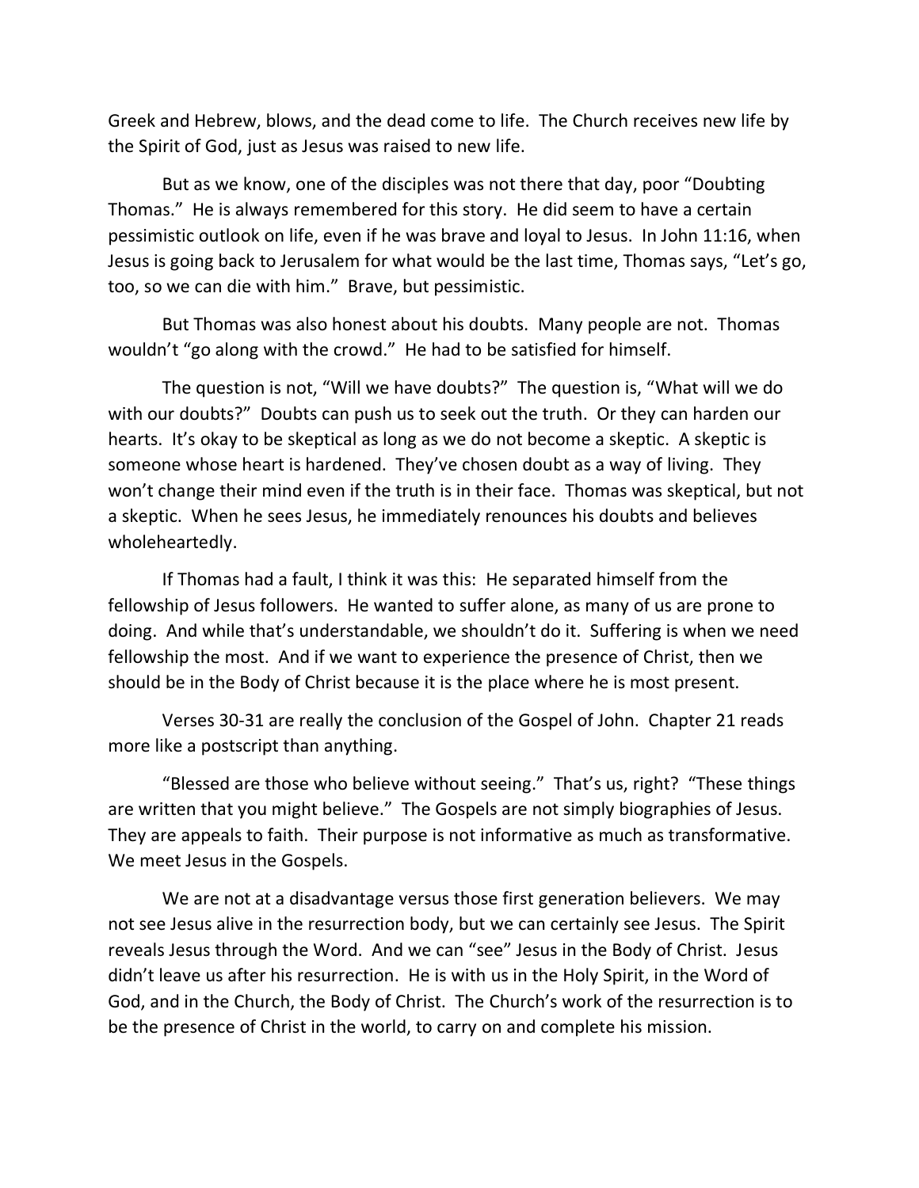Greek and Hebrew, blows, and the dead come to life. The Church receives new life by the Spirit of God, just as Jesus was raised to new life.

But as we know, one of the disciples was not there that day, poor "Doubting Thomas." He is always remembered for this story. He did seem to have a certain pessimistic outlook on life, even if he was brave and loyal to Jesus. In John 11:16, when Jesus is going back to Jerusalem for what would be the last time, Thomas says, "Let's go, too, so we can die with him." Brave, but pessimistic.

But Thomas was also honest about his doubts. Many people are not. Thomas wouldn't "go along with the crowd." He had to be satisfied for himself.

The question is not, "Will we have doubts?" The question is, "What will we do with our doubts?" Doubts can push us to seek out the truth. Or they can harden our hearts. It's okay to be skeptical as long as we do not become a skeptic. A skeptic is someone whose heart is hardened. They've chosen doubt as a way of living. They won't change their mind even if the truth is in their face. Thomas was skeptical, but not a skeptic. When he sees Jesus, he immediately renounces his doubts and believes wholeheartedly.

If Thomas had a fault, I think it was this: He separated himself from the fellowship of Jesus followers. He wanted to suffer alone, as many of us are prone to doing. And while that's understandable, we shouldn't do it. Suffering is when we need fellowship the most. And if we want to experience the presence of Christ, then we should be in the Body of Christ because it is the place where he is most present.

Verses 30-31 are really the conclusion of the Gospel of John. Chapter 21 reads more like a postscript than anything.

"Blessed are those who believe without seeing." That's us, right? "These things are written that you might believe." The Gospels are not simply biographies of Jesus. They are appeals to faith. Their purpose is not informative as much as transformative. We meet Jesus in the Gospels.

We are not at a disadvantage versus those first generation believers. We may not see Jesus alive in the resurrection body, but we can certainly see Jesus. The Spirit reveals Jesus through the Word. And we can "see" Jesus in the Body of Christ. Jesus didn't leave us after his resurrection. He is with us in the Holy Spirit, in the Word of God, and in the Church, the Body of Christ. The Church's work of the resurrection is to be the presence of Christ in the world, to carry on and complete his mission.